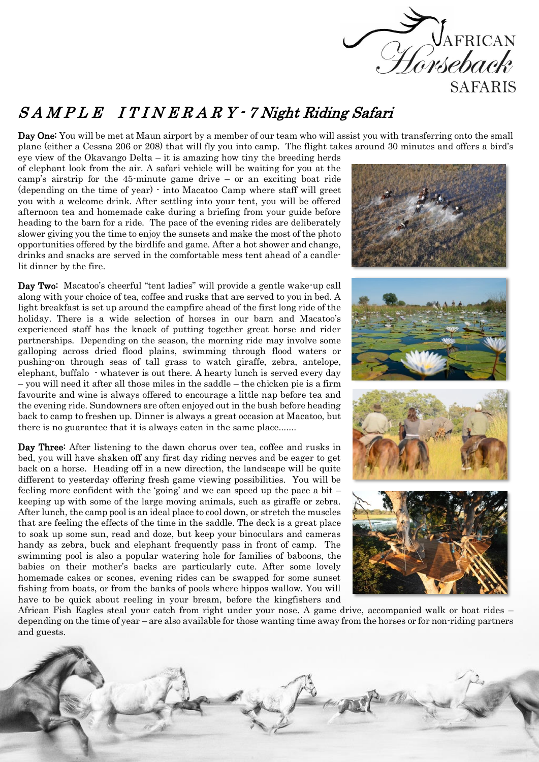# SAMPLE ITINERARY - 7 Night Riding Safari

**Day One:** You will be met at Maun airport by a member of our team who will assist you with transferring onto the small plane (either a Cessna 206 or 208) that will fly you into camp. The flight takes around 30 minutes and offers a bird's eye view of the Okavango Delta – it is amazing how tiny the breeding herds of elephant look from the air. A safari vehicle will be waiting for you at the camp's airstrip for the 45-minute game drive – or an exciting boat ride (depending on the time of year) - into Macatoo Camp where staff will greet you with a welcome drink. After settling into your tent, you will be offered afternoon tea and homemade cake during a briefing from your guide before heading to the barn for a ride. The pace of the evening rides are deliberately slower giving you the time to enjoy the sunsets and make the most of the photo opportunities offered by the birdlife and game. After a hot shower and change, drinks and snacks are served in the comfortable mess tent ahead of a candle-lit dinner by the fire.

**Day Two:** Macatoo's cheerful "tent ladies" will provide a gentle wake-up call along with your choice of tea, coffee and rusks that are served to you in bed. A light breakfast is set up around the campfire ahead of the first long ride of the holiday. There is a wide selection of horses in our barn and Macatoo's experienced staff has the knack of putting together great horse and rider partnerships. Depending on the season, the morning ride may involve some galloping across dried flood plains, swimming through flood waters or pushing-on through seas of tall grass to watch giraffe, zebra, antelope, elephant, buffalo - whatever is out there. A hearty lunch is served every day – you will need it after all those miles in the saddle – the chicken pie is a firm favourite and wine is always offered to encourage a little nap before tea and the evening ride. Sundowners are often enjoyed out in the bush before heading back to camp to freshen up. Dinner is always a great occasion at Macatoo, but there is no guarantee that it is always eaten in the same place.......

**Day Three:** After listening to the dawn chorus over tea, coffee and rusks in bed, you will have shaken off any first day riding nerves and be eager to get back on a horse. Heading off in a new direction, the landscape will be quite different to yesterday offering fresh game viewing possibilities. You will be feeling more confident with the 'going' and we can speed up the pace a bit – keeping up with some of the large moving animals, such as giraffe or zebra. After lunch, the camp pool is an ideal place to cool down, or stretch the muscles that are feeling the effects of the time in the saddle. The deck is a great place to soak up some sun, read and doze, but keep your binoculars and cameras handy as zebra, buck and elephant frequently pass in front of camp. The swimming pool is also a popular watering hole for families of baboons, the babies on their mother's backs are particularly cute. After some lovely homemade cakes or scones, evening rides can be swapped for some sunset fishing from boats, or from the banks of pools where hippos wallow. You will have to be quick about reeling in your bream, before the kingfishers and African Fish Eagles steal your catch from right under your nose. A game drive, accompanied walk or boat rides – depending on the time of year – are also available for those wanting time away from the horses or for non-riding partners and guests.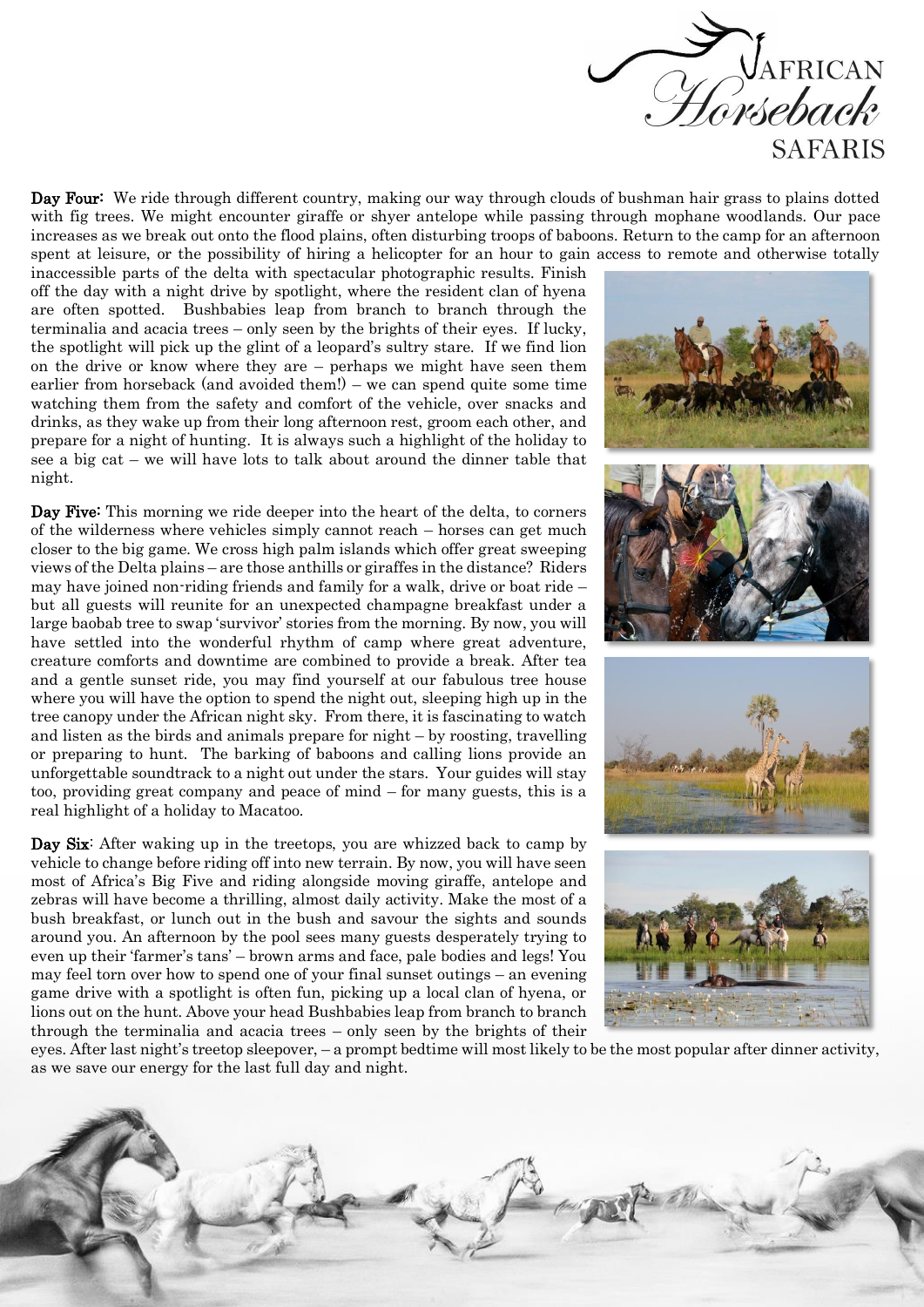**Day Four:** We ride through different country, making our way through clouds of bushman hair grass to plains dotted with fig trees. We might encounter giraffe or shyer antelope while passing through mophane woodlands. Our pace increases as we break out onto the flood plains, often disturbing troops of baboons. Return to the camp for an afternoon spent at leisure, or the possibility of hiring a helicopter for an hour to gain access to remote and otherwise totally inaccessible parts of the delta with spectacular photographic results. Finish off the day with a night drive by spotlight, where the resident clan of hyena are often spotted. Bushbabies leap from branch to branch through the terminalia and acacia trees – only seen by the brights of their eyes. If lucky, the spotlight will pick up the glint of a leopard's sultry stare. If we find lion on the drive or know where they are – perhaps we might have seen them earlier from horseback (and avoided them!) – we can spend quite some time watching them from the safety and comfort of the vehicle, over snacks and drinks, as they wake up from their long afternoon rest, groom each other, and prepare for a night of hunting. It is always such a highlight of the holiday to see a big cat – we will have lots to talk about around the dinner table that night.

**Day Five:** This morning we ride deeper into the heart of the delta, to corners of the wilderness where vehicles simply cannot reach – horses can get much closer to the big game. We cross high palm islands which offer great sweeping views of the Delta plains – are those anthills or giraffes in the distance? Riders may have joined non-riding friends and family for a walk, drive or boat ride – but all guests will reunite for an unexpected champagne breakfast under a large baobab tree to swap 'survivor' stories from the morning. By now, you will have settled into the wonderful rhythm of camp where great adventure, creature comforts and downtime are combined to provide a break. After tea and a gentle sunset ride, you may find yourself at our fabulous tree house where you will have the option to spend the night out, sleeping high up in the tree canopy under the African night sky. From there, it is fascinating to watch and listen as the birds and animals prepare for night – by roosting, travelling or preparing to hunt. The barking of baboons and calling lions provide an unforgettable soundtrack to a night out under the stars. Your guides will stay too, providing great company and peace of mind – for many guests, this is a real highlight of a holiday to Macatoo.

**Day Six**: After waking up in the treetops, you are whizzed back to camp by vehicle to change before riding off into new terrain. By now, you will have seen most of Africa's Big Five and riding alongside moving giraffe, antelope and zebras will have become a thrilling, almost daily activity. Make the most of a bush breakfast, or lunch out in the bush and savour the sights and sounds around you. An afternoon by the pool sees many guests desperately trying to even up their 'farmer's tans' – brown arms and face, pale bodies and legs! You may feel torn over how to spend one of your final sunset outings – an evening game drive with a spotlight is often fun, picking up a local clan of hyena, or lions out on the hunt. Above your head Bushbabies leap from branch to branch through the terminalia and acacia trees – only seen by the brights of their eyes. After last night's treetop sleepover, – a prompt bedtime will most likely to be the most popular after dinner activity, as we save our energy for the last full day and night.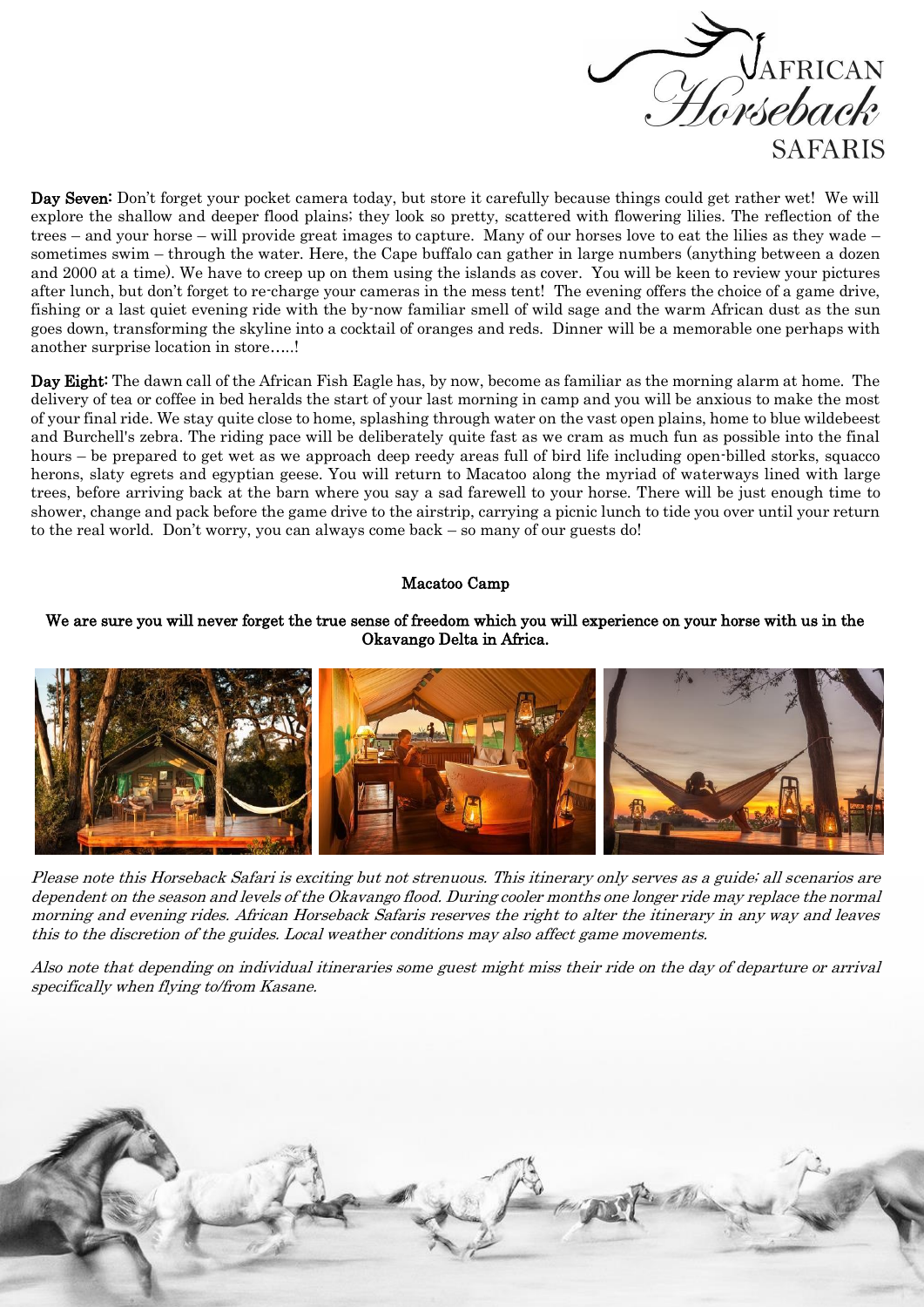**Day Seven:** Don't forget your pocket camera today, but store it carefully because things could get rather wet! We will explore the shallow and deeper flood plains; they look so pretty, scattered with flowering lilies. The reflection of the trees – and your horse – will provide great images to capture. Many of our horses love to eat the lilies as they wade – sometimes swim – through the water. Here, the Cape buffalo can gather in large numbers (anything between a dozen and 2000 at a time). We have to creep up on them using the islands as cover. You will be keen to review your pictures after lunch, but don't forget to re-charge your cameras in the mess tent! The evening offers the choice of a game drive, fishing or a last quiet evening ride with the by-now familiar smell of wild sage and the warm African dust as the sun goes down, transforming the skyline into a cocktail of oranges and reds. Dinner will be a memorable one perhaps with another surprise location in store…..!

**Day Eight:** The dawn call of the African Fish Eagle has, by now, become as familiar as the morning alarm at home. The delivery of tea or coffee in bed heralds the start of your last morning in camp and you will be anxious to make the most of your final ride. We stay quite close to home, splashing through water on the vast open plains, home to blue wildebeest and Burchell's zebra. The riding pace will be deliberately quite fast as we cram as much fun as possible into the final hours – be prepared to get wet as we approach deep reedy areas full of bird life including open-billed storks, squacco herons, slaty egrets and egyptian geese. You will return to Macatoo along the myriad of waterways lined with large trees, before arriving back at the barn where you say a sad farewell to your horse. There will be just enough time to shower, change and pack before the game drive to the airstrip, carrying a picnic lunch to tide you over until your return to the real world. Don't worry, you can always come back – so many of our guests do!

Macatoo Camp

**We are sure you will never forget the true sense of freedom which you will experience on your horse with us in the Okavango Delta in Africa.**

*Please note this Horseback Safari is exciting but not strenuous. This itinerary only serves as a guide; all scenarios are dependent on the season and levels of the Okavango flood. During cooler months one longer ride may replace the normal morning and evening rides. African Horseback Safaris reserves the right to alter the itinerary in any way and leaves this to the discretion of the guides. Local weather conditions may also affect game movements.*

*Also note that depending on individual itineraries some guest might miss their ride on the day of departure or arrival specifically when flying to/from Kasane.*